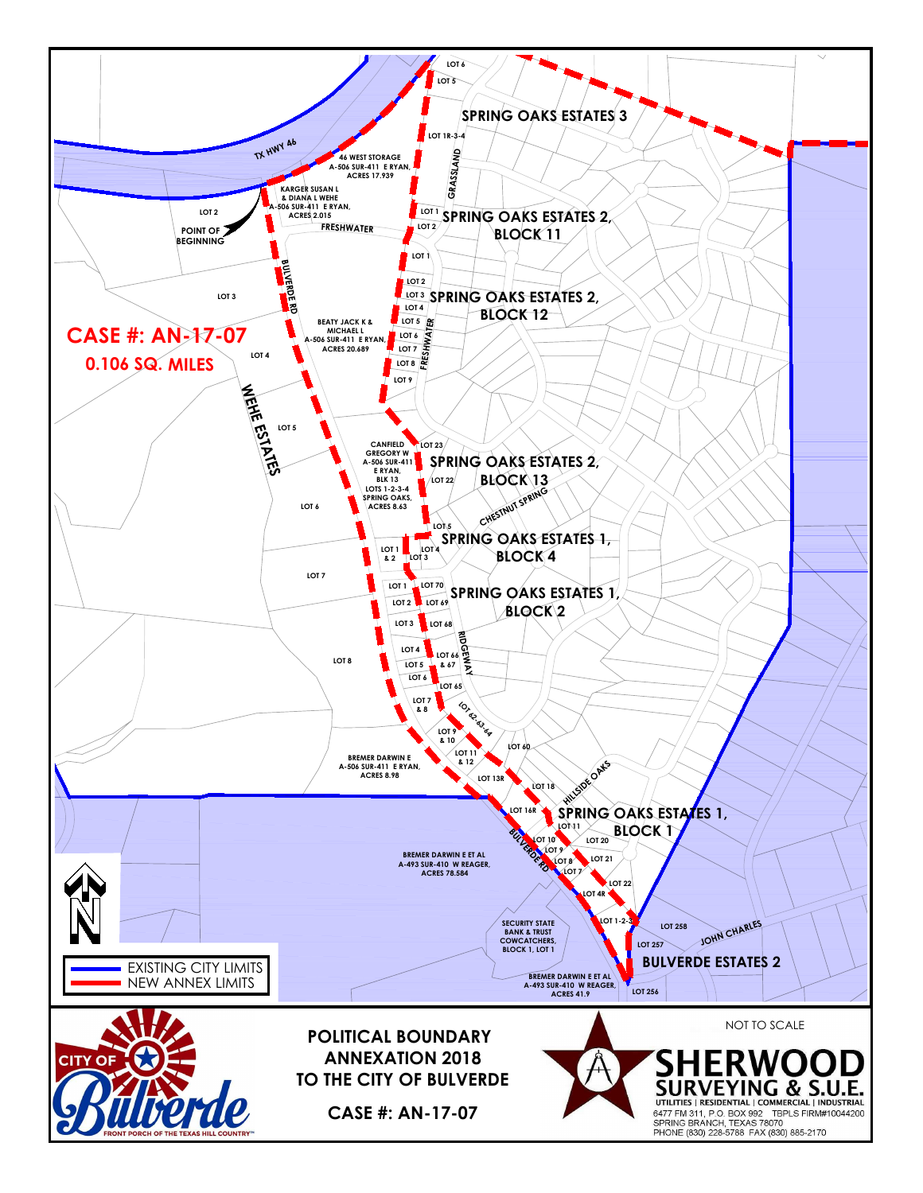# CASE #: AN-17-07

**0.106 SQ. MILES**

SPRING OAKS ESTATES 3

SPRING OAKS ESTATES 2, BLOCK 11

SPRING OAKS ESTATES 2, BLOCK 12

SPRING OAKS ESTATES 2, BLOCK 13

SPRING OAKS ESTATES 1, BLOCK 4

SPRING OAKS ESTATES 1, BLOCK 2

SPRING OAKS ESTATES 1, BLOCK 1

BULVERDE ESTATES 2

WEHE ESTATES

TX HWY 46

BULVERDE RD

FRESHWATER

GRASSLAND

CHESTNUT SPRING

RIDGEWAY

HILLSIDE OAKS

JOHN CHARLES

POINT OF BEGINNING

46 WEST STORAGE A-506 SUR-411 E RYAN, ACRES 17.939

KARGER SUSAN L & DIANA L WEHE A-506 SUR-411 E RYAN, ACRES 2.015

BEATY JACK K & MICHAEL L A-506 SUR-411 E RYAN, ACRES 20.689

CANFIELD GREGORY W A-506 SUR-411 E RYAN, BLK 13 LOTS 1-2-3-4 SPRING OAKS, ACRES 8.63

BREMER DARWIN E A-506 SUR-411 E RYAN, ACRES 8.98

BREMER DARWIN E ET AL A-493 SUR-410 W REAGER, ACRES 78.584

SECURITY STATE BANK & TRUST COWCATCHERS, BLOCK 1, LOT 1

BREMER DARWIN E ET AL A-493 SUR-410 W REAGER, ACRES 41.9

EXISTING CITY LIMITS

NEW ANNEX LIMITS

NOT TO SCALE

**POLITICAL BOUNDARY ANNEXATION 2018 TO THE CITY OF BULVERDE**

**CASE #: AN-17-07**

CITY OF Bulverde — FRONT PORCH OF THE TEXAS HILL COUNTRY™

SHERWOOD SURVEYING & S.U.E.
UTILITIES | RESIDENTIAL | COMMERCIAL | INDUSTRIAL
6477 FM 311, P.O. BOX 992 TBPLS FIRM#10044200
SPRING BRANCH, TEXAS 78070
PHONE (830) 228-5788 FAX (830) 885-2170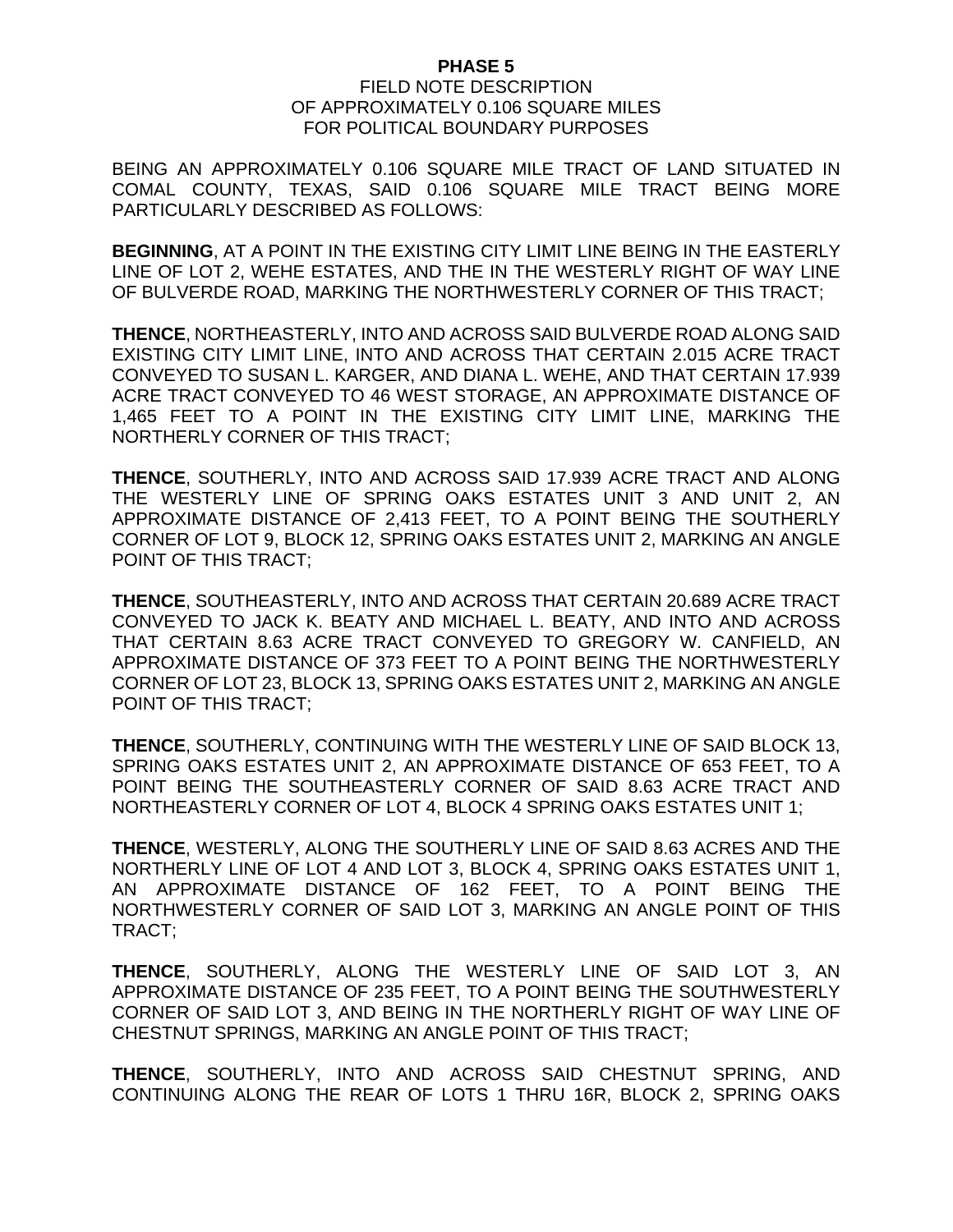**PHASE 5**

FIELD NOTE DESCRIPTION
OF APPROXIMATELY 0.106 SQUARE MILES
FOR POLITICAL BOUNDARY PURPOSES

BEING AN APPROXIMATELY 0.106 SQUARE MILE TRACT OF LAND SITUATED IN COMAL COUNTY, TEXAS, SAID 0.106 SQUARE MILE TRACT BEING MORE PARTICULARLY DESCRIBED AS FOLLOWS:

**BEGINNING**, AT A POINT IN THE EXISTING CITY LIMIT LINE BEING IN THE EASTERLY LINE OF LOT 2, WEHE ESTATES, AND THE IN THE WESTERLY RIGHT OF WAY LINE OF BULVERDE ROAD, MARKING THE NORTHWESTERLY CORNER OF THIS TRACT;

**THENCE**, NORTHEASTERLY, INTO AND ACROSS SAID BULVERDE ROAD ALONG SAID EXISTING CITY LIMIT LINE, INTO AND ACROSS THAT CERTAIN 2.015 ACRE TRACT CONVEYED TO SUSAN L. KARGER, AND DIANA L. WEHE, AND THAT CERTAIN 17.939 ACRE TRACT CONVEYED TO 46 WEST STORAGE, AN APPROXIMATE DISTANCE OF 1,465 FEET TO A POINT IN THE EXISTING CITY LIMIT LINE, MARKING THE NORTHERLY CORNER OF THIS TRACT;

**THENCE**, SOUTHERLY, INTO AND ACROSS SAID 17.939 ACRE TRACT AND ALONG THE WESTERLY LINE OF SPRING OAKS ESTATES UNIT 3 AND UNIT 2, AN APPROXIMATE DISTANCE OF 2,413 FEET, TO A POINT BEING THE SOUTHERLY CORNER OF LOT 9, BLOCK 12, SPRING OAKS ESTATES UNIT 2, MARKING AN ANGLE POINT OF THIS TRACT;

**THENCE**, SOUTHEASTERLY, INTO AND ACROSS THAT CERTAIN 20.689 ACRE TRACT CONVEYED TO JACK K. BEATY AND MICHAEL L. BEATY, AND INTO AND ACROSS THAT CERTAIN 8.63 ACRE TRACT CONVEYED TO GREGORY W. CANFIELD, AN APPROXIMATE DISTANCE OF 373 FEET TO A POINT BEING THE NORTHWESTERLY CORNER OF LOT 23, BLOCK 13, SPRING OAKS ESTATES UNIT 2, MARKING AN ANGLE POINT OF THIS TRACT;

**THENCE**, SOUTHERLY, CONTINUING WITH THE WESTERLY LINE OF SAID BLOCK 13, SPRING OAKS ESTATES UNIT 2, AN APPROXIMATE DISTANCE OF 653 FEET, TO A POINT BEING THE SOUTHEASTERLY CORNER OF SAID 8.63 ACRE TRACT AND NORTHEASTERLY CORNER OF LOT 4, BLOCK 4 SPRING OAKS ESTATES UNIT 1;

**THENCE**, WESTERLY, ALONG THE SOUTHERLY LINE OF SAID 8.63 ACRES AND THE NORTHERLY LINE OF LOT 4 AND LOT 3, BLOCK 4, SPRING OAKS ESTATES UNIT 1, AN APPROXIMATE DISTANCE OF 162 FEET, TO A POINT BEING THE NORTHWESTERLY CORNER OF SAID LOT 3, MARKING AN ANGLE POINT OF THIS TRACT;

**THENCE**, SOUTHERLY, ALONG THE WESTERLY LINE OF SAID LOT 3, AN APPROXIMATE DISTANCE OF 235 FEET, TO A POINT BEING THE SOUTHWESTERLY CORNER OF SAID LOT 3, AND BEING IN THE NORTHERLY RIGHT OF WAY LINE OF CHESTNUT SPRINGS, MARKING AN ANGLE POINT OF THIS TRACT;

**THENCE**, SOUTHERLY, INTO AND ACROSS SAID CHESTNUT SPRING, AND CONTINUING ALONG THE REAR OF LOTS 1 THRU 16R, BLOCK 2, SPRING OAKS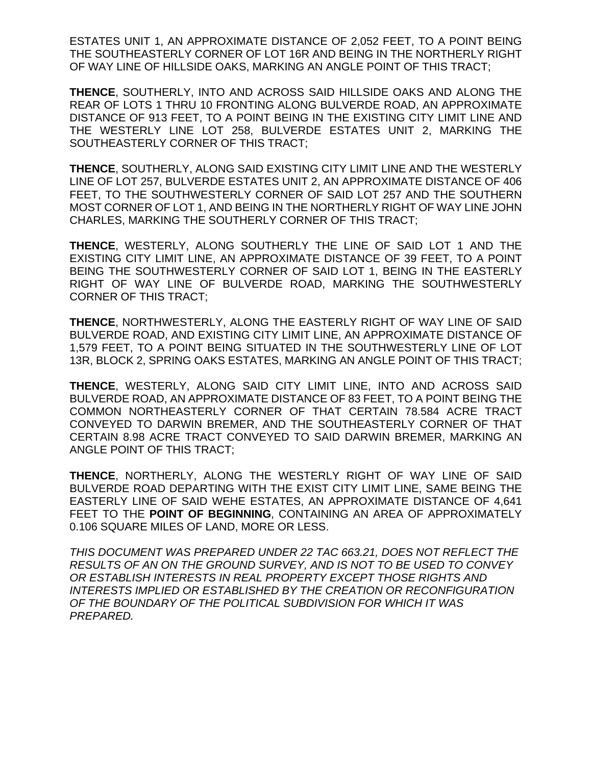ESTATES UNIT 1, AN APPROXIMATE DISTANCE OF 2,052 FEET, TO A POINT BEING THE SOUTHEASTERLY CORNER OF LOT 16R AND BEING IN THE NORTHERLY RIGHT OF WAY LINE OF HILLSIDE OAKS, MARKING AN ANGLE POINT OF THIS TRACT;

**THENCE**, SOUTHERLY, INTO AND ACROSS SAID HILLSIDE OAKS AND ALONG THE REAR OF LOTS 1 THRU 10 FRONTING ALONG BULVERDE ROAD, AN APPROXIMATE DISTANCE OF 913 FEET, TO A POINT BEING IN THE EXISTING CITY LIMIT LINE AND THE WESTERLY LINE LOT 258, BULVERDE ESTATES UNIT 2, MARKING THE SOUTHEASTERLY CORNER OF THIS TRACT;

**THENCE**, SOUTHERLY, ALONG SAID EXISTING CITY LIMIT LINE AND THE WESTERLY LINE OF LOT 257, BULVERDE ESTATES UNIT 2, AN APPROXIMATE DISTANCE OF 406 FEET, TO THE SOUTHWESTERLY CORNER OF SAID LOT 257 AND THE SOUTHERN MOST CORNER OF LOT 1, AND BEING IN THE NORTHERLY RIGHT OF WAY LINE JOHN CHARLES, MARKING THE SOUTHERLY CORNER OF THIS TRACT;

**THENCE**, WESTERLY, ALONG SOUTHERLY THE LINE OF SAID LOT 1 AND THE EXISTING CITY LIMIT LINE, AN APPROXIMATE DISTANCE OF 39 FEET, TO A POINT BEING THE SOUTHWESTERLY CORNER OF SAID LOT 1, BEING IN THE EASTERLY RIGHT OF WAY LINE OF BULVERDE ROAD, MARKING THE SOUTHWESTERLY CORNER OF THIS TRACT;

**THENCE**, NORTHWESTERLY, ALONG THE EASTERLY RIGHT OF WAY LINE OF SAID BULVERDE ROAD, AND EXISTING CITY LIMIT LINE, AN APPROXIMATE DISTANCE OF 1,579 FEET, TO A POINT BEING SITUATED IN THE SOUTHWESTERLY LINE OF LOT 13R, BLOCK 2, SPRING OAKS ESTATES, MARKING AN ANGLE POINT OF THIS TRACT;

**THENCE**, WESTERLY, ALONG SAID CITY LIMIT LINE, INTO AND ACROSS SAID BULVERDE ROAD, AN APPROXIMATE DISTANCE OF 83 FEET, TO A POINT BEING THE COMMON NORTHEASTERLY CORNER OF THAT CERTAIN 78.584 ACRE TRACT CONVEYED TO DARWIN BREMER, AND THE SOUTHEASTERLY CORNER OF THAT CERTAIN 8.98 ACRE TRACT CONVEYED TO SAID DARWIN BREMER, MARKING AN ANGLE POINT OF THIS TRACT;

**THENCE**, NORTHERLY, ALONG THE WESTERLY RIGHT OF WAY LINE OF SAID BULVERDE ROAD DEPARTING WITH THE EXIST CITY LIMIT LINE, SAME BEING THE EASTERLY LINE OF SAID WEHE ESTATES, AN APPROXIMATE DISTANCE OF 4,641 FEET TO THE **POINT OF BEGINNING**, CONTAINING AN AREA OF APPROXIMATELY 0.106 SQUARE MILES OF LAND, MORE OR LESS.

*THIS DOCUMENT WAS PREPARED UNDER 22 TAC 663.21, DOES NOT REFLECT THE RESULTS OF AN ON THE GROUND SURVEY, AND IS NOT TO BE USED TO CONVEY OR ESTABLISH INTERESTS IN REAL PROPERTY EXCEPT THOSE RIGHTS AND INTERESTS IMPLIED OR ESTABLISHED BY THE CREATION OR RECONFIGURATION OF THE BOUNDARY OF THE POLITICAL SUBDIVISION FOR WHICH IT WAS PREPARED.*